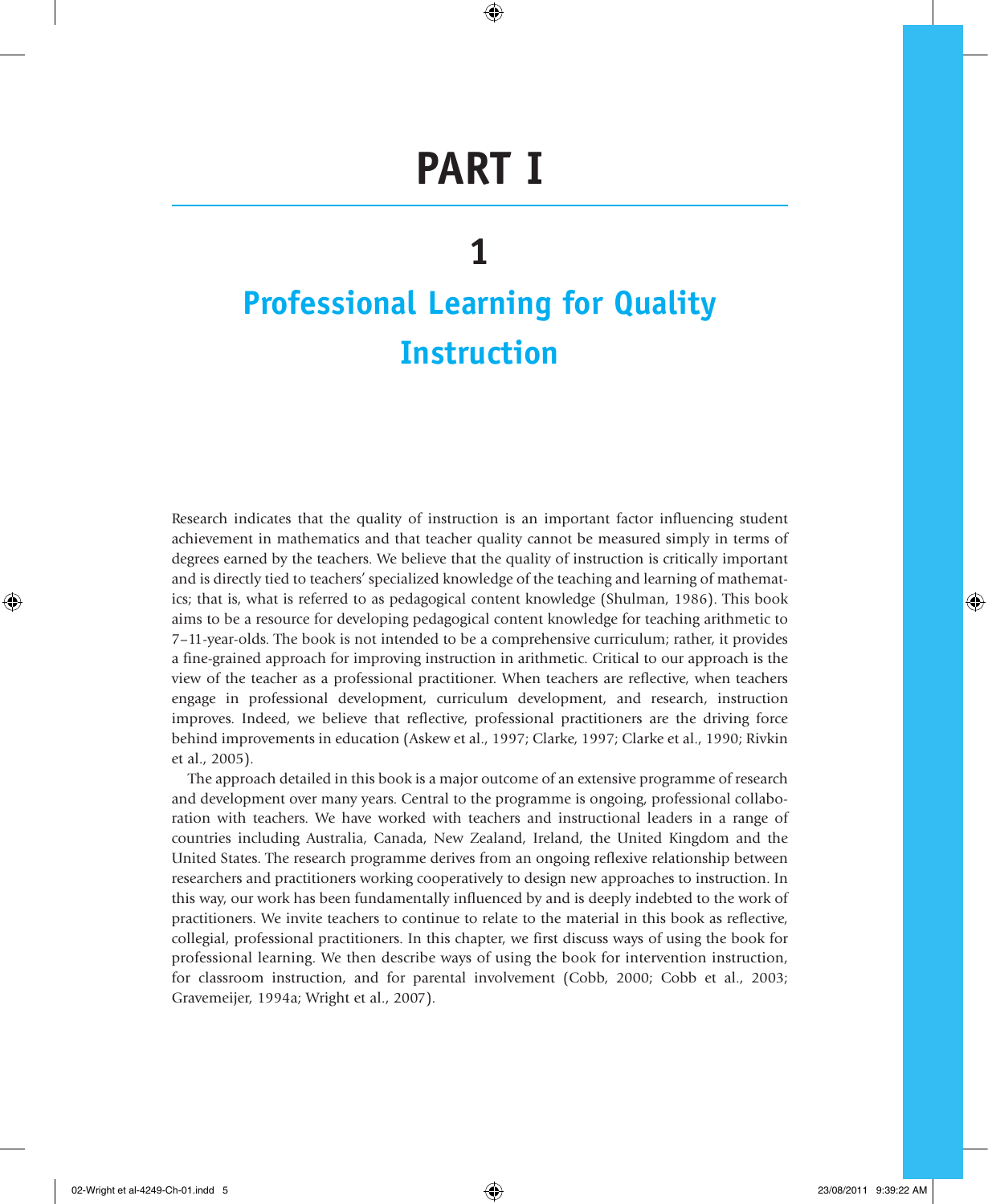# PART I

## 1

## Professional Learning for Quality Instruction

Research indicates that the quality of instruction is an important factor influencing student achievement in mathematics and that teacher quality cannot be measured simply in terms of degrees earned by the teachers. We believe that the quality of instruction is critically important and is directly tied to teachers' specialized knowledge of the teaching and learning of mathematics; that is, what is referred to as pedagogical content knowledge (Shulman, 1986). This book aims to be a resource for developing pedagogical content knowledge for teaching arithmetic to 7–11-year-olds. The book is not intended to be a comprehensive curriculum; rather, it provides a fine-grained approach for improving instruction in arithmetic. Critical to our approach is the view of the teacher as a professional practitioner. When teachers are reflective, when teachers engage in professional development, curriculum development, and research, instruction improves. Indeed, we believe that reflective, professional practitioners are the driving force behind improvements in education (Askew et al., 1997; Clarke, 1997; Clarke et al., 1990; Rivkin et al., 2005).

The approach detailed in this book is a major outcome of an extensive programme of research and development over many years. Central to the programme is ongoing, professional collaboration with teachers. We have worked with teachers and instructional leaders in a range of countries including Australia, Canada, New Zealand, Ireland, the United Kingdom and the United States. The research programme derives from an ongoing reflexive relationship between researchers and practitioners working cooperatively to design new approaches to instruction. In this way, our work has been fundamentally influenced by and is deeply indebted to the work of practitioners. We invite teachers to continue to relate to the material in this book as reflective, collegial, professional practitioners. In this chapter, we first discuss ways of using the book for professional learning. We then describe ways of using the book for intervention instruction, for classroom instruction, and for parental involvement (Cobb, 2000; Cobb et al., 2003; Gravemeijer, 1994a; Wright et al., 2007).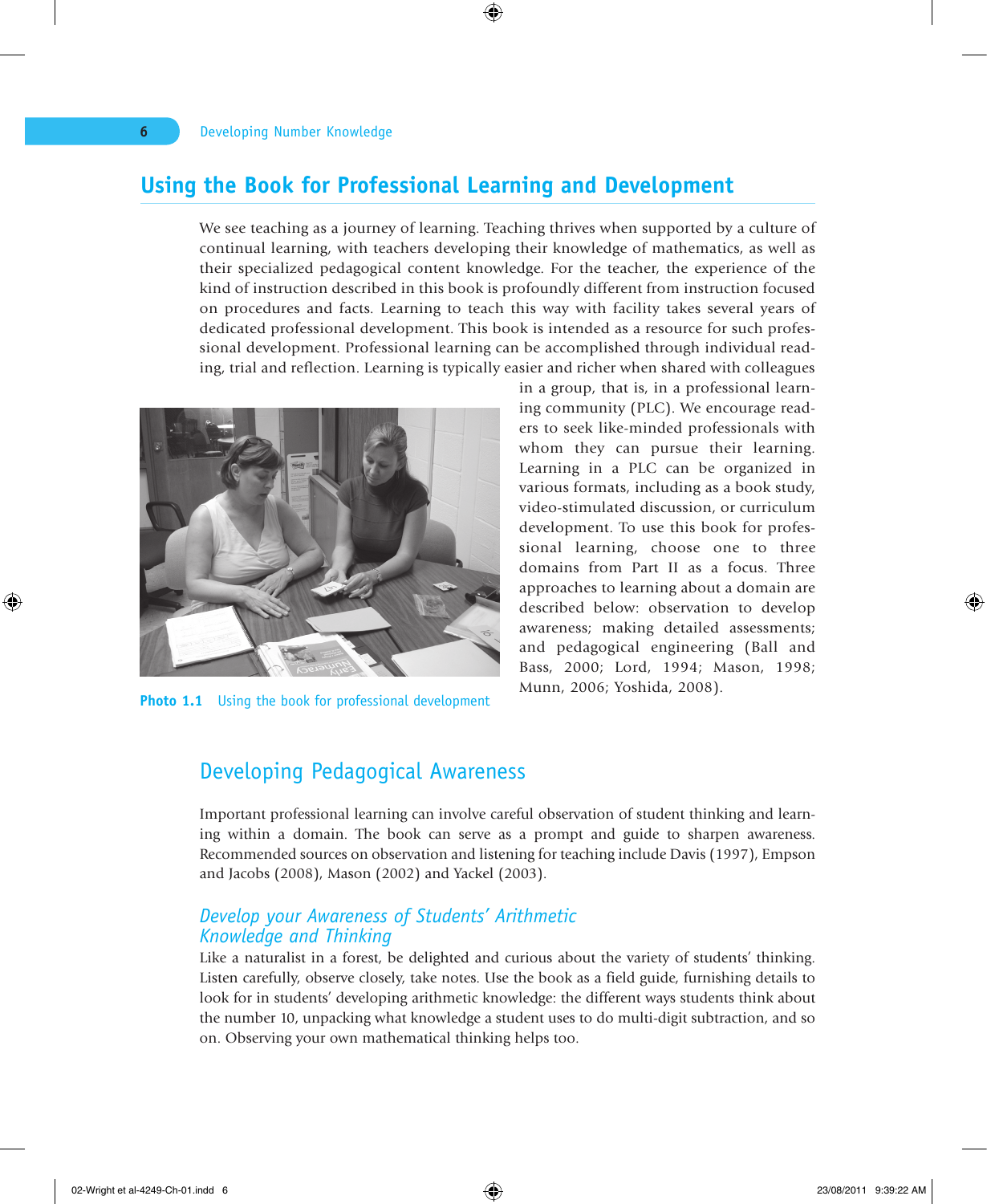## Using the Book for Professional Learning and Development

We see teaching as a journey of learning. Teaching thrives when supported by a culture of continual learning, with teachers developing their knowledge of mathematics, as well as their specialized pedagogical content knowledge. For the teacher, the experience of the kind of instruction described in this book is profoundly different from instruction focused on procedures and facts. Learning to teach this way with facility takes several years of dedicated professional development. This book is intended as a resource for such professional development. Professional learning can be accomplished through individual reading, trial and reflection. Learning is typically easier and richer when shared with colleagues in a group, that is, in a professional learning community (PLC). We encourage readers to seek like-minded professionals with whom they can pursue their learning. Learning in a PLC can be organized in various formats, including as a book study, video-stimulated discussion, or curriculum development. To use this book for professional learning, choose one to three domains from Part II as a focus. Three approaches to learning about a domain are described below: observation to develop awareness; making detailed assessments; and pedagogical engineering (Ball and Bass, 2000; Lord, 1994; Mason, 1998; Munn, 2006; Yoshida, 2008).

**Photo 1.1** Using the book for professional development

### Developing Pedagogical Awareness

Important professional learning can involve careful observation of student thinking and learning within a domain. The book can serve as a prompt and guide to sharpen awareness. Recommended sources on observation and listening for teaching include Davis (1997), Empson and Jacobs (2008), Mason (2002) and Yackel (2003).

#### *Develop your Awareness of Students' Arithmetic Knowledge and Thinking*

Like a naturalist in a forest, be delighted and curious about the variety of students' thinking. Listen carefully, observe closely, take notes. Use the book as a field guide, furnishing details to look for in students' developing arithmetic knowledge: the different ways students think about the number 10, unpacking what knowledge a student uses to do multi-digit subtraction, and so on. Observing your own mathematical thinking helps too.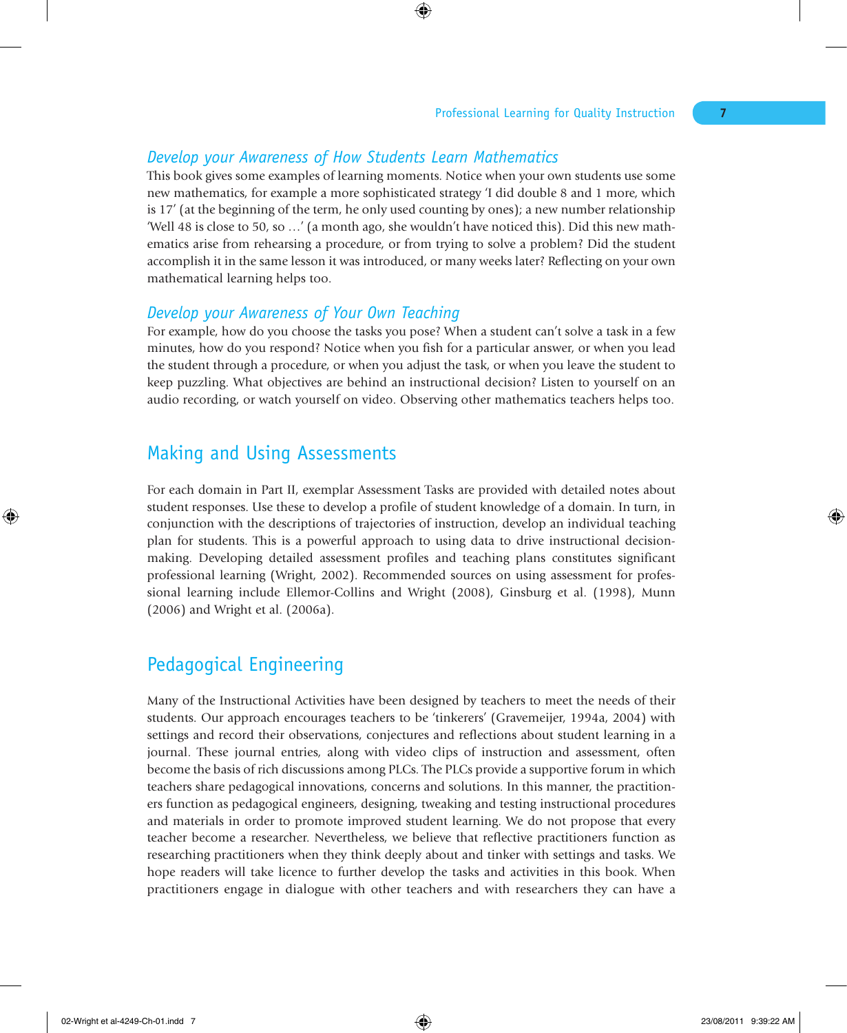### *Develop your Awareness of How Students Learn Mathematics*

This book gives some examples of learning moments. Notice when your own students use some new mathematics, for example a more sophisticated strategy 'I did double 8 and 1 more, which is 17' (at the beginning of the term, he only used counting by ones); a new number relationship 'Well 48 is close to 50, so …' (a month ago, she wouldn't have noticed this). Did this new mathematics arise from rehearsing a procedure, or from trying to solve a problem? Did the student accomplish it in the same lesson it was introduced, or many weeks later? Reflecting on your own mathematical learning helps too.

### *Develop your Awareness of Your Own Teaching*

For example, how do you choose the tasks you pose? When a student can't solve a task in a few minutes, how do you respond? Notice when you fish for a particular answer, or when you lead the student through a procedure, or when you adjust the task, or when you leave the student to keep puzzling. What objectives are behind an instructional decision? Listen to yourself on an audio recording, or watch yourself on video. Observing other mathematics teachers helps too.

## Making and Using Assessments

For each domain in Part II, exemplar Assessment Tasks are provided with detailed notes about student responses. Use these to develop a profile of student knowledge of a domain. In turn, in conjunction with the descriptions of trajectories of instruction, develop an individual teaching plan for students. This is a powerful approach to using data to drive instructional decision-making. Developing detailed assessment profiles and teaching plans constitutes significant professional learning (Wright, 2002). Recommended sources on using assessment for professional learning include Ellemor-Collins and Wright (2008), Ginsburg et al. (1998), Munn (2006) and Wright et al. (2006a).

## Pedagogical Engineering

Many of the Instructional Activities have been designed by teachers to meet the needs of their students. Our approach encourages teachers to be 'tinkerers' (Gravemeijer, 1994a, 2004) with settings and record their observations, conjectures and reflections about student learning in a journal. These journal entries, along with video clips of instruction and assessment, often become the basis of rich discussions among PLCs. The PLCs provide a supportive forum in which teachers share pedagogical innovations, concerns and solutions. In this manner, the practitioners function as pedagogical engineers, designing, tweaking and testing instructional procedures and materials in order to promote improved student learning. We do not propose that every teacher become a researcher. Nevertheless, we believe that reflective practitioners function as researching practitioners when they think deeply about and tinker with settings and tasks. We hope readers will take licence to further develop the tasks and activities in this book. When practitioners engage in dialogue with other teachers and with researchers they can have a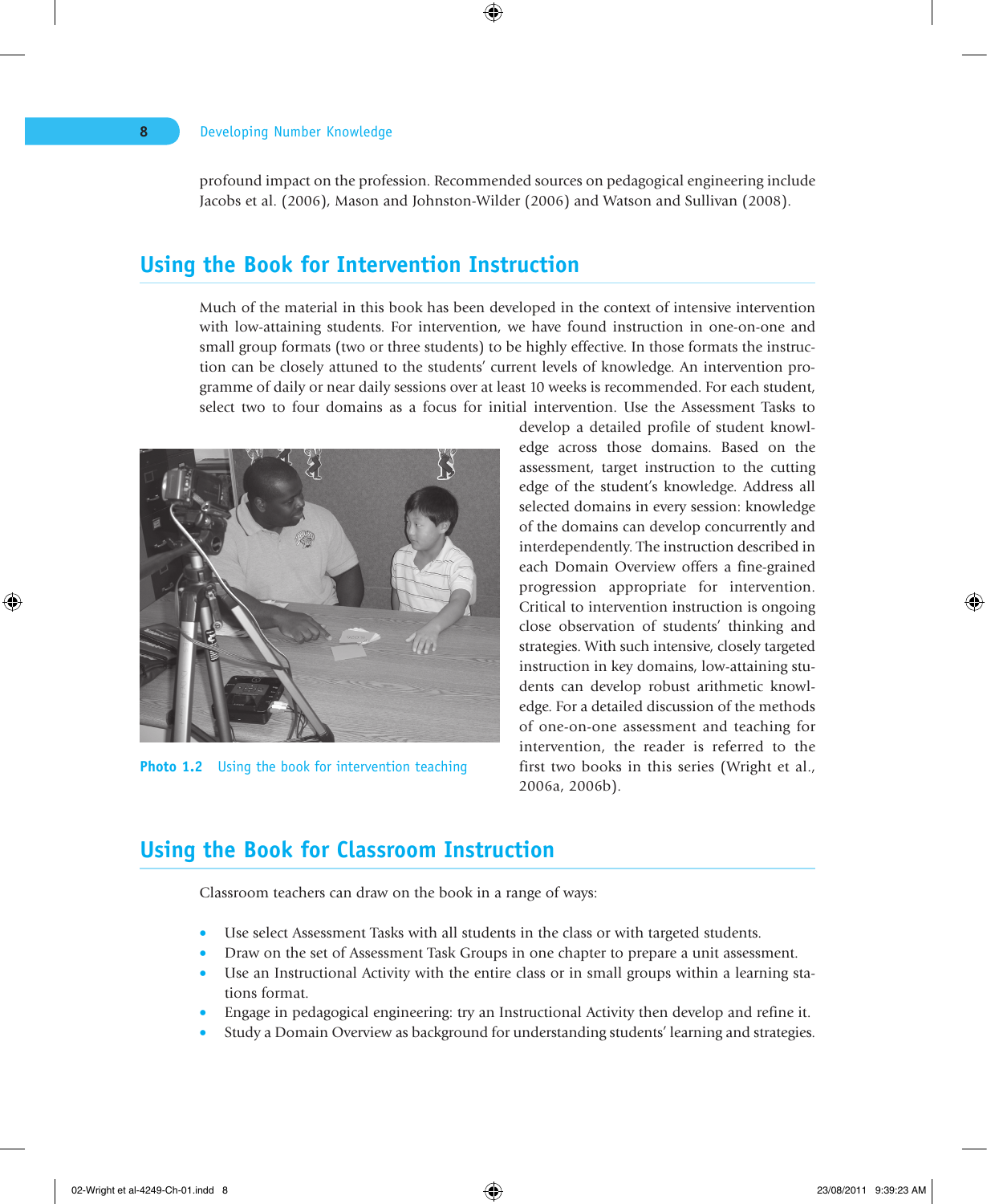profound impact on the profession. Recommended sources on pedagogical engineering include Jacobs et al. (2006), Mason and Johnston-Wilder (2006) and Watson and Sullivan (2008).

## Using the Book for Intervention Instruction

Much of the material in this book has been developed in the context of intensive intervention with low-attaining students. For intervention, we have found instruction in one-on-one and small group formats (two or three students) to be highly effective. In those formats the instruction can be closely attuned to the students' current levels of knowledge. An intervention programme of daily or near daily sessions over at least 10 weeks is recommended. For each student, select two to four domains as a focus for initial intervention. Use the Assessment Tasks to develop a detailed profile of student knowledge across those domains. Based on the assessment, target instruction to the cutting edge of the student's knowledge. Address all selected domains in every session: knowledge of the domains can develop concurrently and interdependently. The instruction described in each Domain Overview offers a fine-grained progression appropriate for intervention. Critical to intervention instruction is ongoing close observation of students' thinking and strategies. With such intensive, closely targeted instruction in key domains, low-attaining students can develop robust arithmetic knowledge. For a detailed discussion of the methods of one-on-one assessment and teaching for intervention, the reader is referred to the first two books in this series (Wright et al., 2006a, 2006b).

**Photo 1.2** Using the book for intervention teaching

## Using the Book for Classroom Instruction

Classroom teachers can draw on the book in a range of ways:

- Use select Assessment Tasks with all students in the class or with targeted students.
- Draw on the set of Assessment Task Groups in one chapter to prepare a unit assessment.
- Use an Instructional Activity with the entire class or in small groups within a learning stations format.
- Engage in pedagogical engineering: try an Instructional Activity then develop and refine it.
- Study a Domain Overview as background for understanding students' learning and strategies.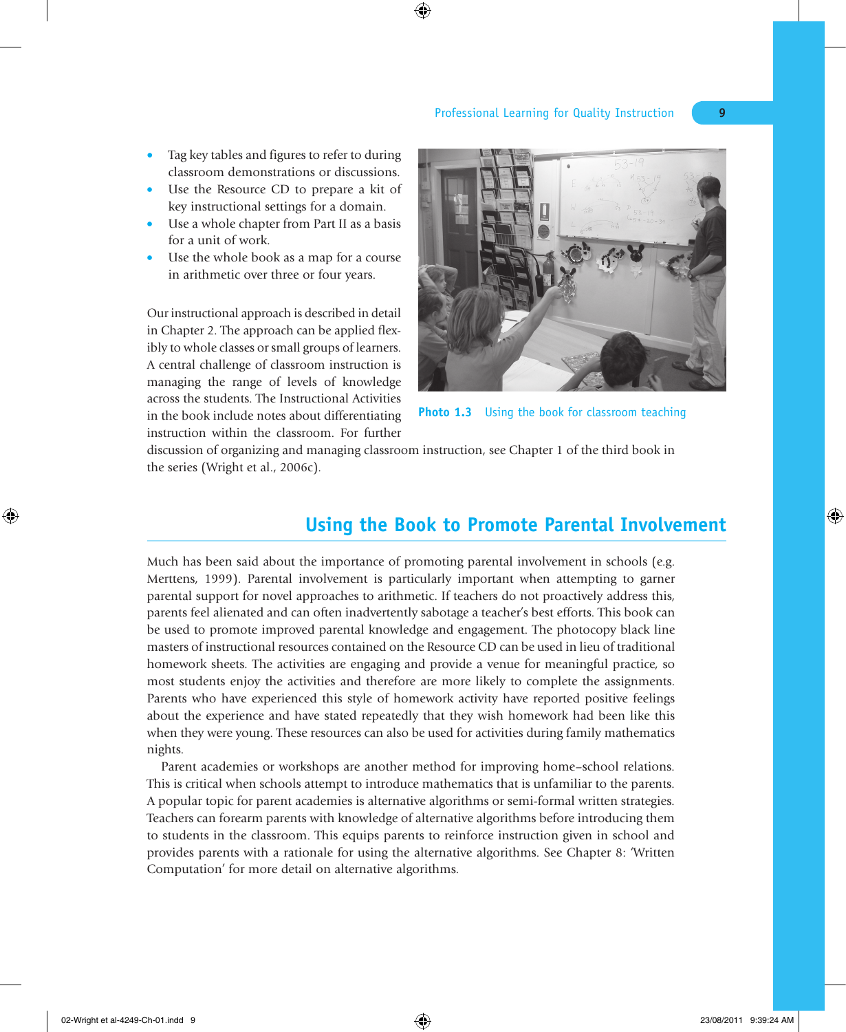- Tag key tables and figures to refer to during classroom demonstrations or discussions.
- Use the Resource CD to prepare a kit of key instructional settings for a domain.
- Use a whole chapter from Part II as a basis for a unit of work.
- Use the whole book as a map for a course in arithmetic over three or four years.

Our instructional approach is described in detail in Chapter 2. The approach can be applied flexibly to whole classes or small groups of learners. A central challenge of classroom instruction is managing the range of levels of knowledge across the students. The Instructional Activities in the book include notes about differentiating instruction within the classroom. For further discussion of organizing and managing classroom instruction, see Chapter 1 of the third book in the series (Wright et al., 2006c).

**Photo 1.3** Using the book for classroom teaching

## Using the Book to Promote Parental Involvement

Much has been said about the importance of promoting parental involvement in schools (e.g. Merttens, 1999). Parental involvement is particularly important when attempting to garner parental support for novel approaches to arithmetic. If teachers do not proactively address this, parents feel alienated and can often inadvertently sabotage a teacher's best efforts. This book can be used to promote improved parental knowledge and engagement. The photocopy black line masters of instructional resources contained on the Resource CD can be used in lieu of traditional homework sheets. The activities are engaging and provide a venue for meaningful practice, so most students enjoy the activities and therefore are more likely to complete the assignments. Parents who have experienced this style of homework activity have reported positive feelings about the experience and have stated repeatedly that they wish homework had been like this when they were young. These resources can also be used for activities during family mathematics nights.

Parent academies or workshops are another method for improving home–school relations. This is critical when schools attempt to introduce mathematics that is unfamiliar to the parents. A popular topic for parent academies is alternative algorithms or semi-formal written strategies. Teachers can forearm parents with knowledge of alternative algorithms before introducing them to students in the classroom. This equips parents to reinforce instruction given in school and provides parents with a rationale for using the alternative algorithms. See Chapter 8: 'Written Computation' for more detail on alternative algorithms.